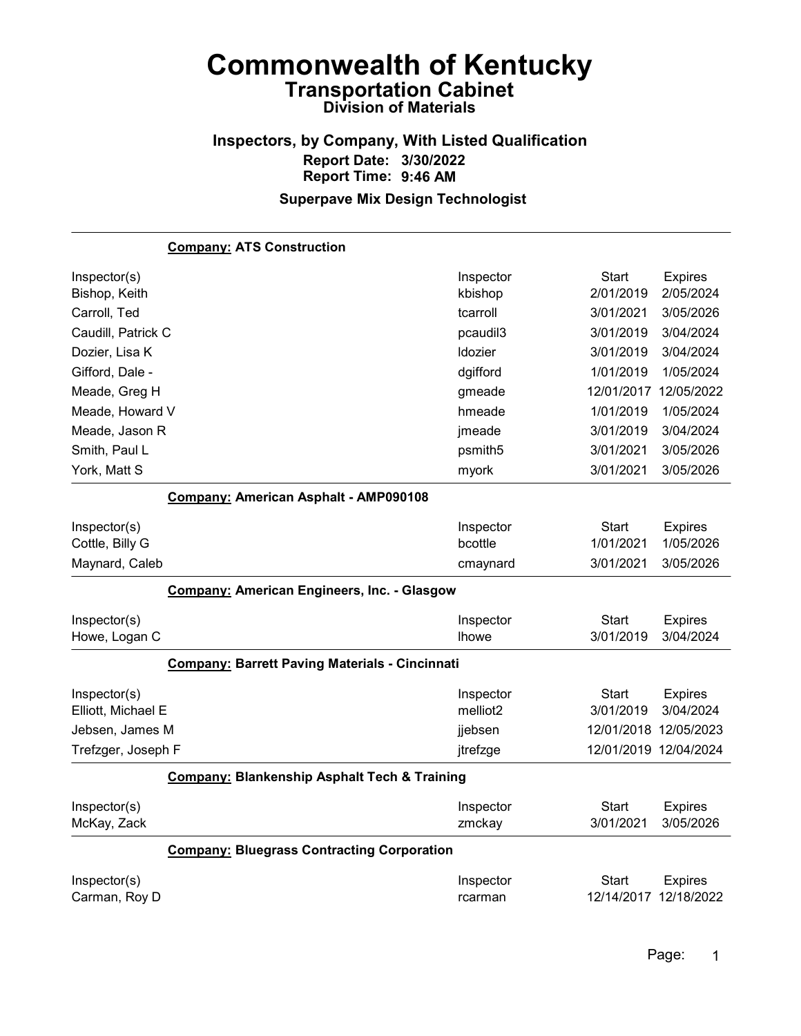# Commonwealth of Kentucky

## Transportation Cabinet

### Division of Materials

## Inspectors, by Company, With Listed Qualification

**Report Date: 3/30/2022**

**Report Time: 9:46 AM**

### Superpave Mix Design Technologist

**Company: ATS Construction**

| Inspector(s) | Inspector | Start | Expires |
|---|---|---|---|
| Bishop, Keith | kbishop | 2/01/2019 | 2/05/2024 |
| Carroll, Ted | tcarroll | 3/01/2021 | 3/05/2026 |
| Caudill, Patrick C | pcaudil3 | 3/01/2019 | 3/04/2024 |
| Dozier, Lisa K | ldozier | 3/01/2019 | 3/04/2024 |
| Gifford, Dale - | dgifford | 1/01/2019 | 1/05/2024 |
| Meade, Greg H | gmeade | 12/01/2017 | 12/05/2022 |
| Meade, Howard V | hmeade | 1/01/2019 | 1/05/2024 |
| Meade, Jason R | jmeade | 3/01/2019 | 3/04/2024 |
| Smith, Paul L | psmith5 | 3/01/2021 | 3/05/2026 |
| York, Matt S | myork | 3/01/2021 | 3/05/2026 |

**Company: American Asphalt - AMP090108**

| Inspector(s) | Inspector | Start | Expires |
|---|---|---|---|
| Cottle, Billy G | bcottle | 1/01/2021 | 1/05/2026 |
| Maynard, Caleb | cmaynard | 3/01/2021 | 3/05/2026 |

**Company: American Engineers, Inc. - Glasgow**

| Inspector(s) | Inspector | Start | Expires |
|---|---|---|---|
| Howe, Logan C | lhowe | 3/01/2019 | 3/04/2024 |

**Company: Barrett Paving Materials - Cincinnati**

| Inspector(s) | Inspector | Start | Expires |
|---|---|---|---|
| Elliott, Michael E | melliot2 | 3/01/2019 | 3/04/2024 |
| Jebsen, James M | jjebsen | 12/01/2018 | 12/05/2023 |
| Trefzger, Joseph F | jtrefzge | 12/01/2019 | 12/04/2024 |

**Company: Blankenship Asphalt Tech & Training**

| Inspector(s) | Inspector | Start | Expires |
|---|---|---|---|
| McKay, Zack | zmckay | 3/01/2021 | 3/05/2026 |

**Company: Bluegrass Contracting Corporation**

| Inspector(s) | Inspector | Start | Expires |
|---|---|---|---|
| Carman, Roy D | rcarman | 12/14/2017 | 12/18/2022 |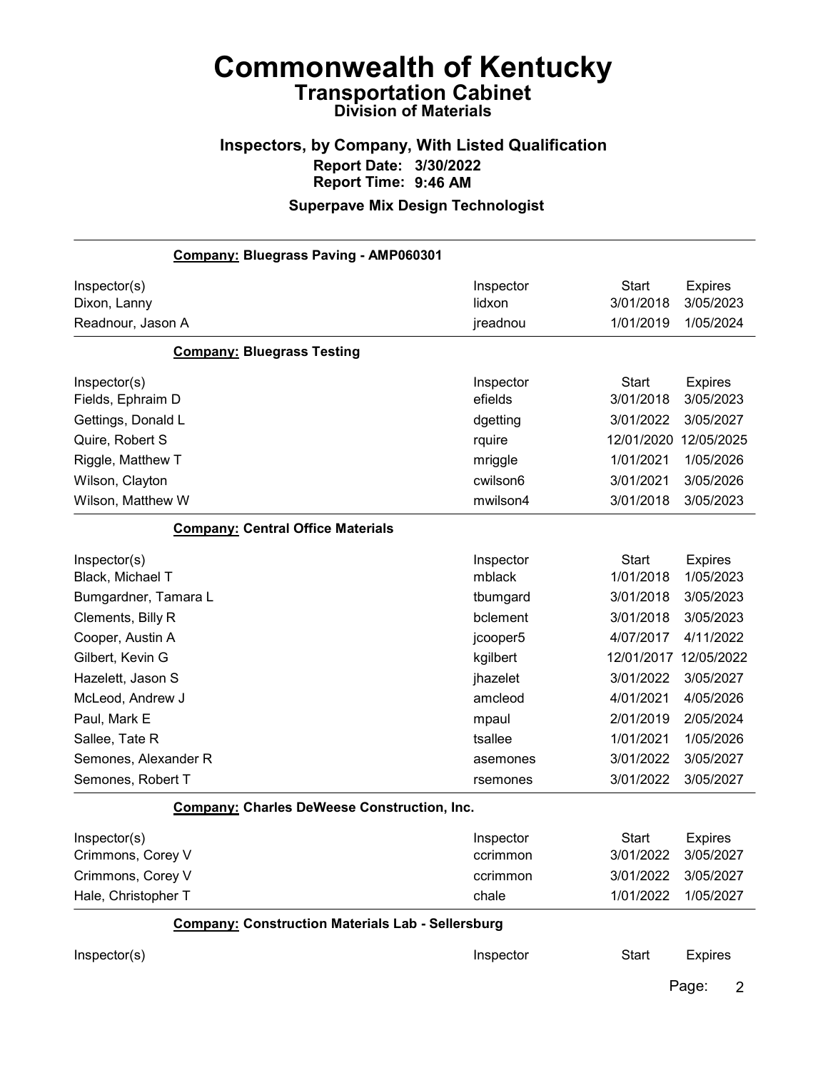# Commonwealth of Kentucky

## Transportation Cabinet

### Division of Materials

### Inspectors, by Company, With Listed Qualification

**Report Date: 3/30/2022**

**Report Time: 9:46 AM**

**Superpave Mix Design Technologist**

**Company: Bluegrass Paving - AMP060301**

| Inspector(s) | Inspector | Start | Expires |
|---|---|---|---|
| Dixon, Lanny | lidxon | 3/01/2018 | 3/05/2023 |
| Readnour, Jason A | jreadnou | 1/01/2019 | 1/05/2024 |

**Company: Bluegrass Testing**

| Inspector(s) | Inspector | Start | Expires |
|---|---|---|---|
| Fields, Ephraim D | efields | 3/01/2018 | 3/05/2023 |
| Gettings, Donald L | dgetting | 3/01/2022 | 3/05/2027 |
| Quire, Robert S | rquire | 12/01/2020 | 12/05/2025 |
| Riggle, Matthew T | mriggle | 1/01/2021 | 1/05/2026 |
| Wilson, Clayton | cwilson6 | 3/01/2021 | 3/05/2026 |
| Wilson, Matthew W | mwilson4 | 3/01/2018 | 3/05/2023 |

**Company: Central Office Materials**

| Inspector(s) | Inspector | Start | Expires |
|---|---|---|---|
| Black, Michael T | mblack | 1/01/2018 | 1/05/2023 |
| Bumgardner, Tamara L | tbumgard | 3/01/2018 | 3/05/2023 |
| Clements, Billy R | bclement | 3/01/2018 | 3/05/2023 |
| Cooper, Austin A | jcooper5 | 4/07/2017 | 4/11/2022 |
| Gilbert, Kevin G | kgilbert | 12/01/2017 | 12/05/2022 |
| Hazelett, Jason S | jhazelet | 3/01/2022 | 3/05/2027 |
| McLeod, Andrew J | amcleod | 4/01/2021 | 4/05/2026 |
| Paul, Mark E | mpaul | 2/01/2019 | 2/05/2024 |
| Sallee, Tate R | tsallee | 1/01/2021 | 1/05/2026 |
| Semones, Alexander R | asemones | 3/01/2022 | 3/05/2027 |
| Semones, Robert T | rsemones | 3/01/2022 | 3/05/2027 |

**Company: Charles DeWeese Construction, Inc.**

| Inspector(s) | Inspector | Start | Expires |
|---|---|---|---|
| Crimmons, Corey V | ccrimmon | 3/01/2022 | 3/05/2027 |
| Crimmons, Corey V | ccrimmon | 3/01/2022 | 3/05/2027 |
| Hale, Christopher T | chale | 1/01/2022 | 1/05/2027 |

**Company: Construction Materials Lab - Sellersburg**

| Inspector(s) | Inspector | Start | Expires |
|---|---|---|---|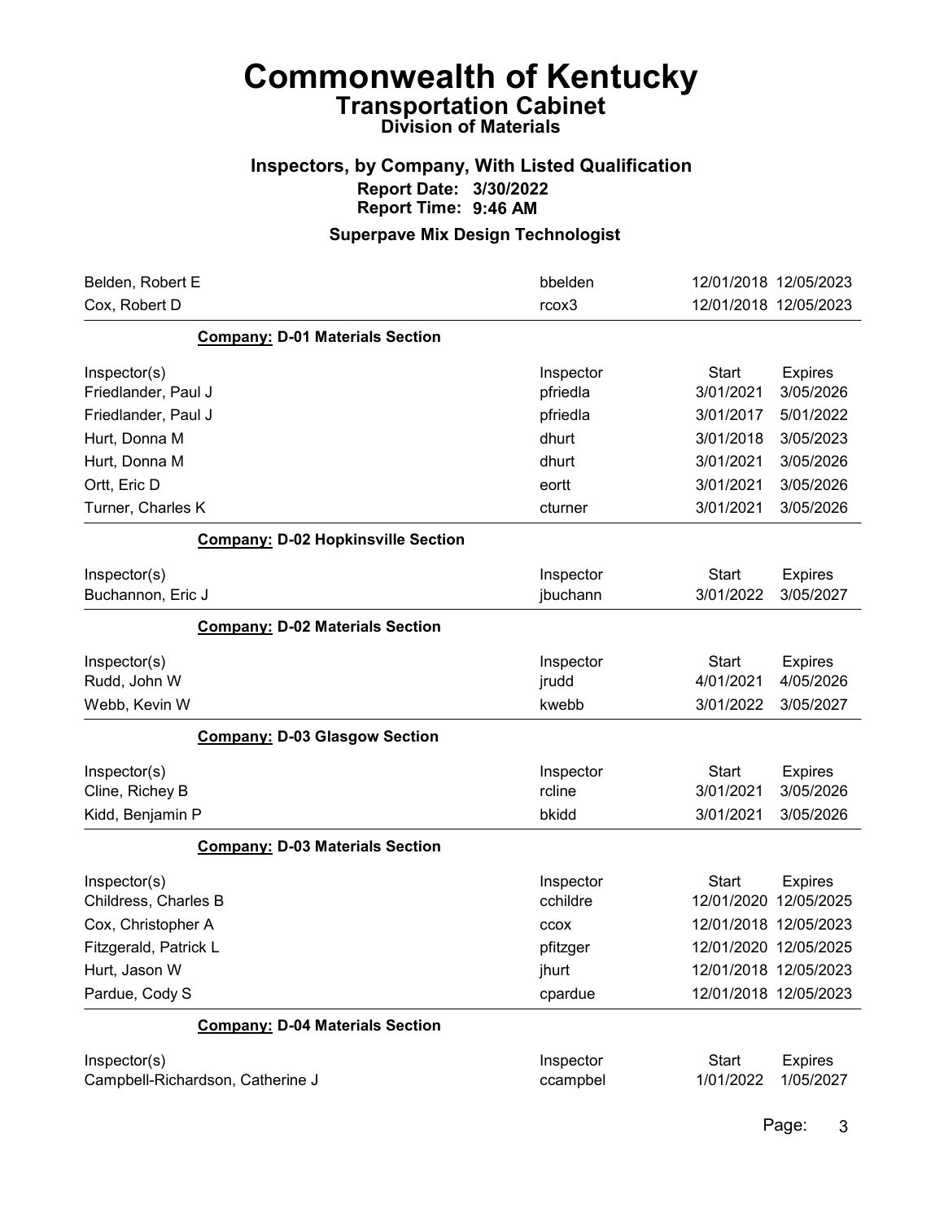# Commonwealth of Kentucky

## Transportation Cabinet

### Division of Materials

### Inspectors, by Company, With Listed Qualification

**Report Date: 3/30/2022**
**Report Time: 9:46 AM**

### Superpave Mix Design Technologist

| | | | |
|---|---|---|---|
| Belden, Robert E | bbelden | 12/01/2018 | 12/05/2023 |
| Cox, Robert D | rcox3 | 12/01/2018 | 12/05/2023 |

**Company: D-01 Materials Section**

| Inspector(s) | Inspector | Start | Expires |
|---|---|---|---|
| Friedlander, Paul J | pfriedla | 3/01/2021 | 3/05/2026 |
| Friedlander, Paul J | pfriedla | 3/01/2017 | 5/01/2022 |
| Hurt, Donna M | dhurt | 3/01/2018 | 3/05/2023 |
| Hurt, Donna M | dhurt | 3/01/2021 | 3/05/2026 |
| Ortt, Eric D | eortt | 3/01/2021 | 3/05/2026 |
| Turner, Charles K | cturner | 3/01/2021 | 3/05/2026 |

**Company: D-02 Hopkinsville Section**

| Inspector(s) | Inspector | Start | Expires |
|---|---|---|---|
| Buchannon, Eric J | jbuchann | 3/01/2022 | 3/05/2027 |

**Company: D-02 Materials Section**

| Inspector(s) | Inspector | Start | Expires |
|---|---|---|---|
| Rudd, John W | jrudd | 4/01/2021 | 4/05/2026 |
| Webb, Kevin W | kwebb | 3/01/2022 | 3/05/2027 |

**Company: D-03 Glasgow Section**

| Inspector(s) | Inspector | Start | Expires |
|---|---|---|---|
| Cline, Richey B | rcline | 3/01/2021 | 3/05/2026 |
| Kidd, Benjamin P | bkidd | 3/01/2021 | 3/05/2026 |

**Company: D-03 Materials Section**

| Inspector(s) | Inspector | Start | Expires |
|---|---|---|---|
| Childress, Charles B | cchildre | 12/01/2020 | 12/05/2025 |
| Cox, Christopher A | ccox | 12/01/2018 | 12/05/2023 |
| Fitzgerald, Patrick L | pfitzger | 12/01/2020 | 12/05/2025 |
| Hurt, Jason W | jhurt | 12/01/2018 | 12/05/2023 |
| Pardue, Cody S | cpardue | 12/01/2018 | 12/05/2023 |

**Company: D-04 Materials Section**

| Inspector(s) | Inspector | Start | Expires |
|---|---|---|---|
| Campbell-Richardson, Catherine J | ccampbel | 1/01/2022 | 1/05/2027 |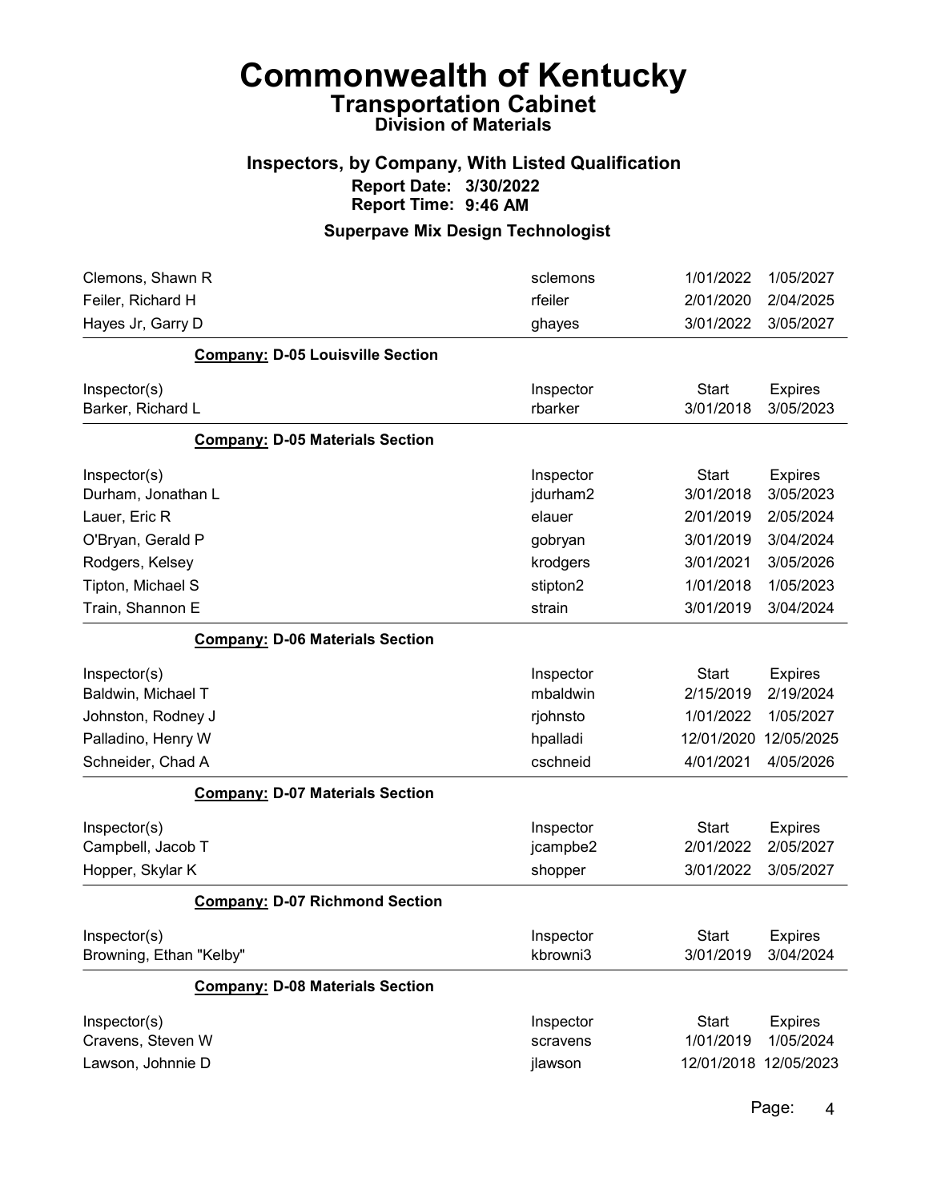# Commonwealth of Kentucky

## Transportation Cabinet

### Division of Materials

### Inspectors, by Company, With Listed Qualification

**Report Date: 3/30/2022**
**Report Time: 9:46 AM**

### Superpave Mix Design Technologist

| | | | |
|---|---|---|---|
| Clemons, Shawn R | sclemons | 1/01/2022 | 1/05/2027 |
| Feiler, Richard H | rfeiler | 2/01/2020 | 2/04/2025 |
| Hayes Jr, Garry D | ghayes | 3/01/2022 | 3/05/2027 |

**Company: D-05 Louisville Section**

| Inspector(s) | Inspector | Start | Expires |
|---|---|---|---|
| Barker, Richard L | rbarker | 3/01/2018 | 3/05/2023 |

**Company: D-05 Materials Section**

| Inspector(s) | Inspector | Start | Expires |
|---|---|---|---|
| Durham, Jonathan L | jdurham2 | 3/01/2018 | 3/05/2023 |
| Lauer, Eric R | elauer | 2/01/2019 | 2/05/2024 |
| O'Bryan, Gerald P | gobryan | 3/01/2019 | 3/04/2024 |
| Rodgers, Kelsey | krodgers | 3/01/2021 | 3/05/2026 |
| Tipton, Michael S | stipton2 | 1/01/2018 | 1/05/2023 |
| Train, Shannon E | strain | 3/01/2019 | 3/04/2024 |

**Company: D-06 Materials Section**

| Inspector(s) | Inspector | Start | Expires |
|---|---|---|---|
| Baldwin, Michael T | mbaldwin | 2/15/2019 | 2/19/2024 |
| Johnston, Rodney J | rjohnsto | 1/01/2022 | 1/05/2027 |
| Palladino, Henry W | hpalladi | 12/01/2020 | 12/05/2025 |
| Schneider, Chad A | cschneid | 4/01/2021 | 4/05/2026 |

**Company: D-07 Materials Section**

| Inspector(s) | Inspector | Start | Expires |
|---|---|---|---|
| Campbell, Jacob T | jcampbe2 | 2/01/2022 | 2/05/2027 |
| Hopper, Skylar K | shopper | 3/01/2022 | 3/05/2027 |

**Company: D-07 Richmond Section**

| Inspector(s) | Inspector | Start | Expires |
|---|---|---|---|
| Browning, Ethan "Kelby" | kbrowni3 | 3/01/2019 | 3/04/2024 |

**Company: D-08 Materials Section**

| Inspector(s) | Inspector | Start | Expires |
|---|---|---|---|
| Cravens, Steven W | scravens | 1/01/2019 | 1/05/2024 |
| Lawson, Johnnie D | jlawson | 12/01/2018 | 12/05/2023 |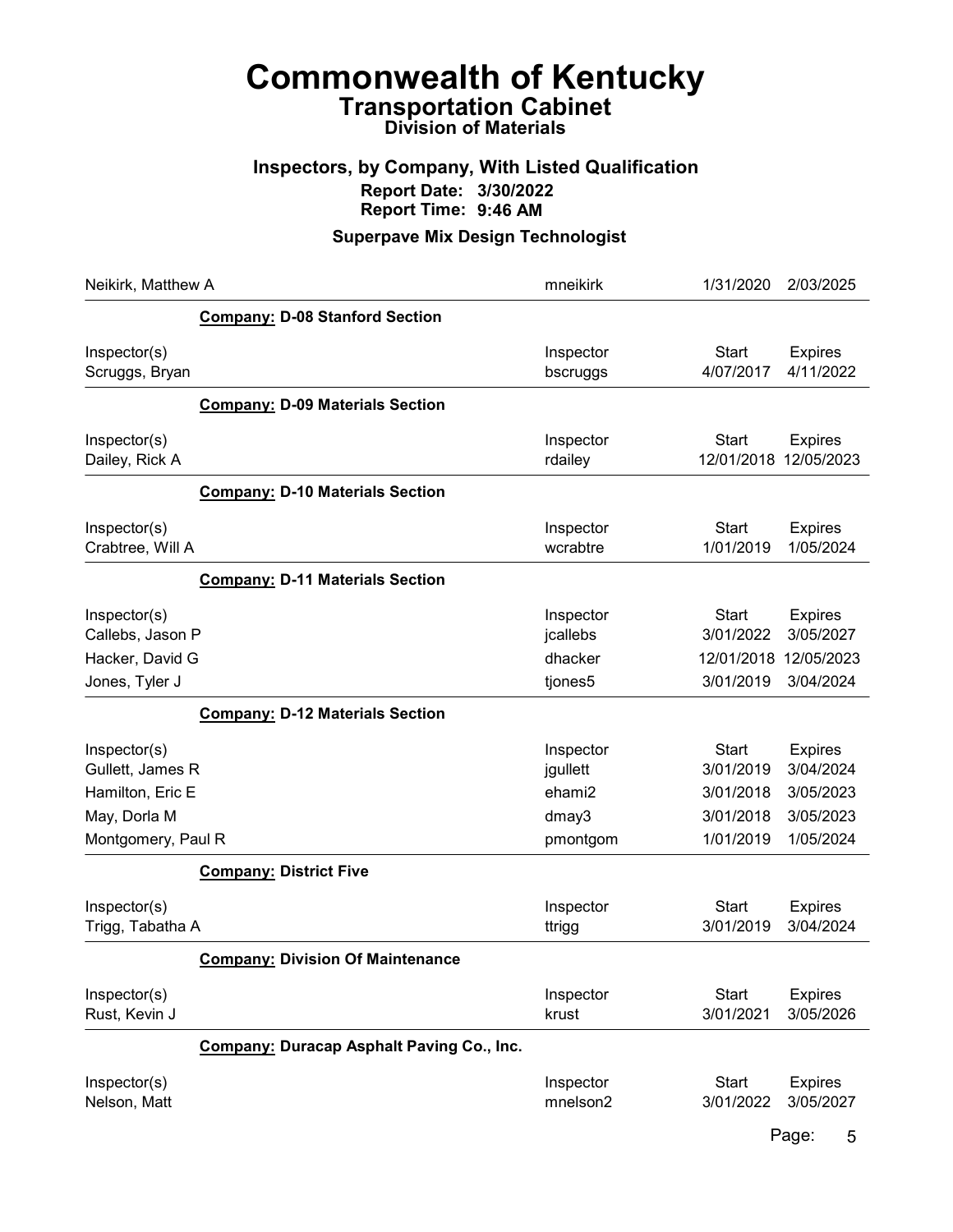# Commonwealth of Kentucky
## Transportation Cabinet
### Division of Materials

### Inspectors, by Company, With Listed Qualification
**Report Date: 3/30/2022**
**Report Time: 9:46 AM**

### Superpave Mix Design Technologist

| Neikirk, Matthew A | mneikirk | 1/31/2020 | 2/03/2025 |
|---|---|---|---|

**Company: D-08 Stanford Section**

| Inspector(s) | Inspector | Start | Expires |
|---|---|---|---|
| Scruggs, Bryan | bscruggs | 4/07/2017 | 4/11/2022 |

**Company: D-09 Materials Section**

| Inspector(s) | Inspector | Start | Expires |
|---|---|---|---|
| Dailey, Rick A | rdailey | 12/01/2018 | 12/05/2023 |

**Company: D-10 Materials Section**

| Inspector(s) | Inspector | Start | Expires |
|---|---|---|---|
| Crabtree, Will A | wcrabtre | 1/01/2019 | 1/05/2024 |

**Company: D-11 Materials Section**

| Inspector(s) | Inspector | Start | Expires |
|---|---|---|---|
| Callebs, Jason P | jcallebs | 3/01/2022 | 3/05/2027 |
| Hacker, David G | dhacker | 12/01/2018 | 12/05/2023 |
| Jones, Tyler J | tjones5 | 3/01/2019 | 3/04/2024 |

**Company: D-12 Materials Section**

| Inspector(s) | Inspector | Start | Expires |
|---|---|---|---|
| Gullett, James R | jgullett | 3/01/2019 | 3/04/2024 |
| Hamilton, Eric E | ehami2 | 3/01/2018 | 3/05/2023 |
| May, Dorla M | dmay3 | 3/01/2018 | 3/05/2023 |
| Montgomery, Paul R | pmontgom | 1/01/2019 | 1/05/2024 |

**Company: District Five**

| Inspector(s) | Inspector | Start | Expires |
|---|---|---|---|
| Trigg, Tabatha A | ttrigg | 3/01/2019 | 3/04/2024 |

**Company: Division Of Maintenance**

| Inspector(s) | Inspector | Start | Expires |
|---|---|---|---|
| Rust, Kevin J | krust | 3/01/2021 | 3/05/2026 |

**Company: Duracap Asphalt Paving Co., Inc.**

| Inspector(s) | Inspector | Start | Expires |
|---|---|---|---|
| Nelson, Matt | mnelson2 | 3/01/2022 | 3/05/2027 |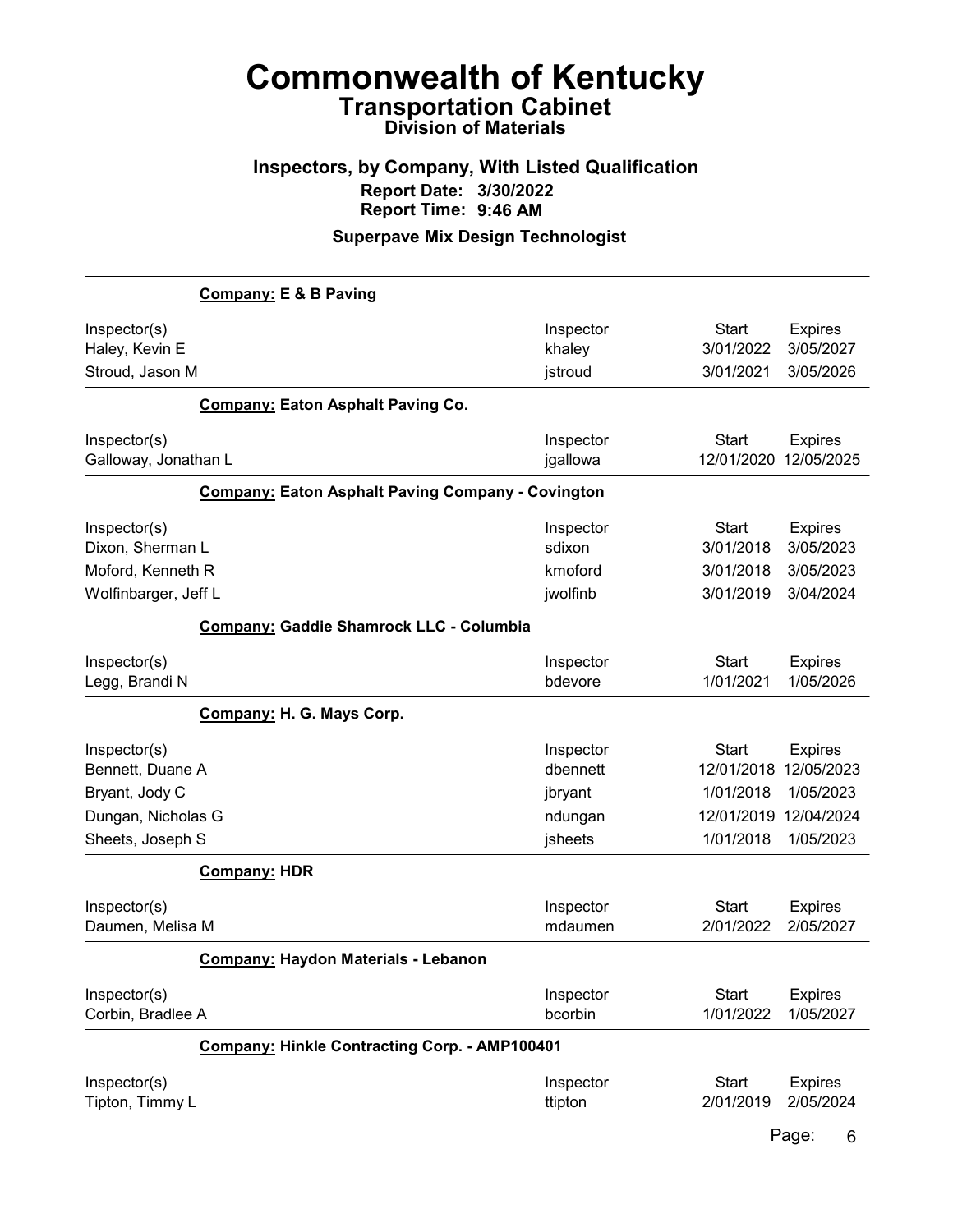# Commonwealth of Kentucky

## Transportation Cabinet

### Division of Materials

### Inspectors, by Company, With Listed Qualification

**Report Date: 3/30/2022**
**Report Time: 9:46 AM**

### Superpave Mix Design Technologist

**Company: E & B Paving**

| Inspector(s) | Inspector | Start | Expires |
|---|---|---|---|
| Haley, Kevin E | khaley | 3/01/2022 | 3/05/2027 |
| Stroud, Jason M | jstroud | 3/01/2021 | 3/05/2026 |

**Company: Eaton Asphalt Paving Co.**

| Inspector(s) | Inspector | Start | Expires |
|---|---|---|---|
| Galloway, Jonathan L | jgallowa | 12/01/2020 | 12/05/2025 |

**Company: Eaton Asphalt Paving Company - Covington**

| Inspector(s) | Inspector | Start | Expires |
|---|---|---|---|
| Dixon, Sherman L | sdixon | 3/01/2018 | 3/05/2023 |
| Moford, Kenneth R | kmoford | 3/01/2018 | 3/05/2023 |
| Wolfinbarger, Jeff L | jwolfinb | 3/01/2019 | 3/04/2024 |

**Company: Gaddie Shamrock LLC - Columbia**

| Inspector(s) | Inspector | Start | Expires |
|---|---|---|---|
| Legg, Brandi N | bdevore | 1/01/2021 | 1/05/2026 |

**Company: H. G. Mays Corp.**

| Inspector(s) | Inspector | Start | Expires |
|---|---|---|---|
| Bennett, Duane A | dbennett | 12/01/2018 | 12/05/2023 |
| Bryant, Jody C | jbryant | 1/01/2018 | 1/05/2023 |
| Dungan, Nicholas G | ndungan | 12/01/2019 | 12/04/2024 |
| Sheets, Joseph S | jsheets | 1/01/2018 | 1/05/2023 |

**Company: HDR**

| Inspector(s) | Inspector | Start | Expires |
|---|---|---|---|
| Daumen, Melisa M | mdaumen | 2/01/2022 | 2/05/2027 |

**Company: Haydon Materials - Lebanon**

| Inspector(s) | Inspector | Start | Expires |
|---|---|---|---|
| Corbin, Bradlee A | bcorbin | 1/01/2022 | 1/05/2027 |

**Company: Hinkle Contracting Corp. - AMP100401**

| Inspector(s) | Inspector | Start | Expires |
|---|---|---|---|
| Tipton, Timmy L | ttipton | 2/01/2019 | 2/05/2024 |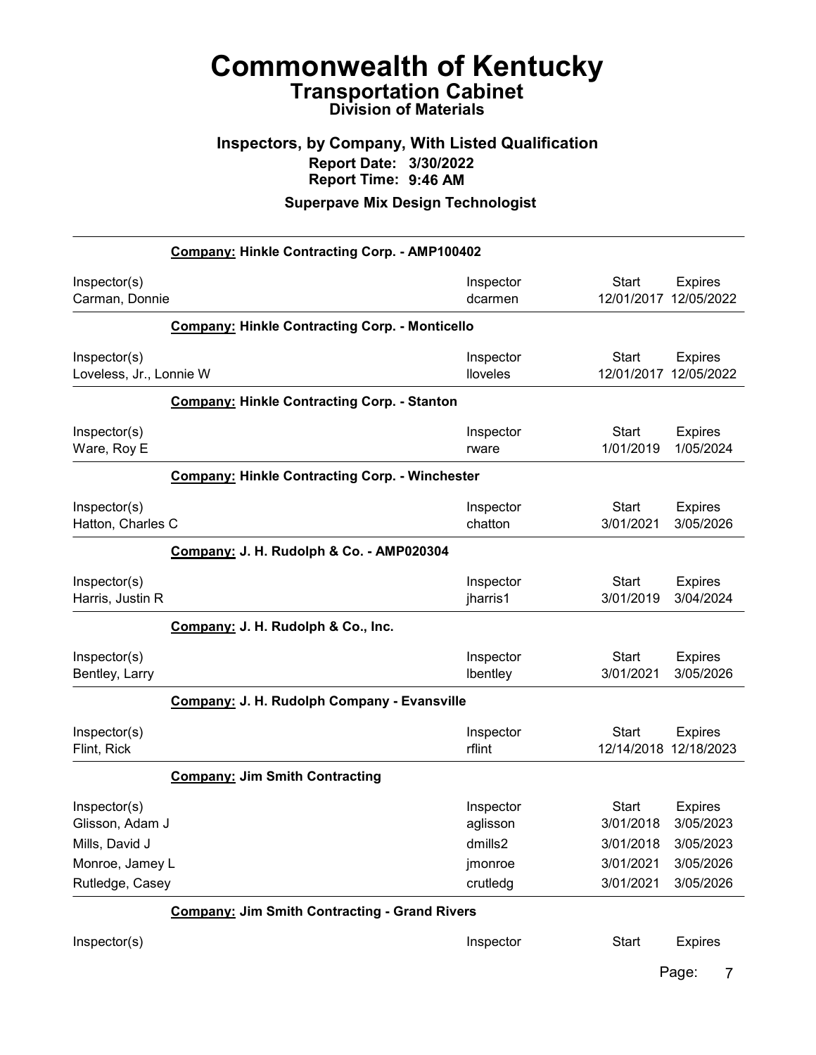# Commonwealth of Kentucky
## Transportation Cabinet
### Division of Materials

### Inspectors, by Company, With Listed Qualification
**Report Date: 3/30/2022**
**Report Time: 9:46 AM**

### Superpave Mix Design Technologist

**Company: Hinkle Contracting Corp. - AMP100402**

| Inspector(s) | Inspector | Start | Expires |
|---|---|---|---|
| Carman, Donnie | dcarmen | 12/01/2017 | 12/05/2022 |

**Company: Hinkle Contracting Corp. - Monticello**

| Inspector(s) | Inspector | Start | Expires |
|---|---|---|---|
| Loveless, Jr., Lonnie W | lloveles | 12/01/2017 | 12/05/2022 |

**Company: Hinkle Contracting Corp. - Stanton**

| Inspector(s) | Inspector | Start | Expires |
|---|---|---|---|
| Ware, Roy E | rware | 1/01/2019 | 1/05/2024 |

**Company: Hinkle Contracting Corp. - Winchester**

| Inspector(s) | Inspector | Start | Expires |
|---|---|---|---|
| Hatton, Charles C | chatton | 3/01/2021 | 3/05/2026 |

**Company: J. H. Rudolph & Co. - AMP020304**

| Inspector(s) | Inspector | Start | Expires |
|---|---|---|---|
| Harris, Justin R | jharris1 | 3/01/2019 | 3/04/2024 |

**Company: J. H. Rudolph & Co., Inc.**

| Inspector(s) | Inspector | Start | Expires |
|---|---|---|---|
| Bentley, Larry | lbentley | 3/01/2021 | 3/05/2026 |

**Company: J. H. Rudolph Company - Evansville**

| Inspector(s) | Inspector | Start | Expires |
|---|---|---|---|
| Flint, Rick | rflint | 12/14/2018 | 12/18/2023 |

**Company: Jim Smith Contracting**

| Inspector(s) | Inspector | Start | Expires |
|---|---|---|---|
| Glisson, Adam J | aglisson | 3/01/2018 | 3/05/2023 |
| Mills, David J | dmills2 | 3/01/2018 | 3/05/2023 |
| Monroe, Jamey L | jmonroe | 3/01/2021 | 3/05/2026 |
| Rutledge, Casey | crutledg | 3/01/2021 | 3/05/2026 |

**Company: Jim Smith Contracting - Grand Rivers**

| Inspector(s) | Inspector | Start | Expires |
|---|---|---|---|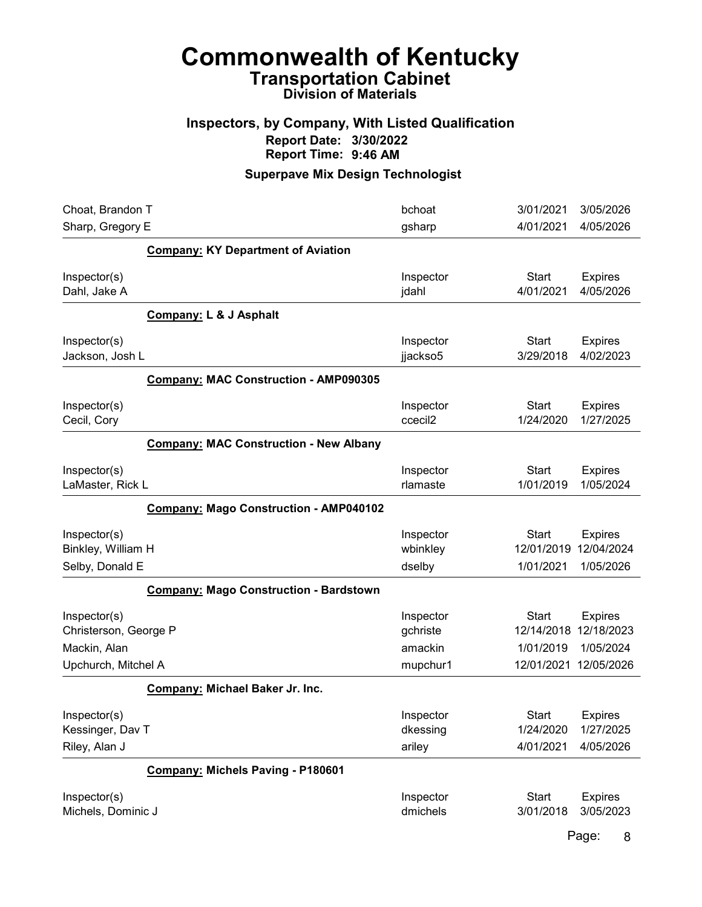# Commonwealth of Kentucky

## Transportation Cabinet

### Division of Materials

### Inspectors, by Company, With Listed Qualification

**Report Date: 3/30/2022**
**Report Time: 9:46 AM**

### Superpave Mix Design Technologist

| Inspector(s) | Inspector | Start | Expires |
|---|---|---|---|
| Choat, Brandon T | bchoat | 3/01/2021 | 3/05/2026 |
| Sharp, Gregory E | gsharp | 4/01/2021 | 4/05/2026 |

**Company: KY Department of Aviation**

| Inspector(s) | Inspector | Start | Expires |
|---|---|---|---|
| Dahl, Jake A | jdahl | 4/01/2021 | 4/05/2026 |

**Company: L & J Asphalt**

| Inspector(s) | Inspector | Start | Expires |
|---|---|---|---|
| Jackson, Josh L | jjackso5 | 3/29/2018 | 4/02/2023 |

**Company: MAC Construction - AMP090305**

| Inspector(s) | Inspector | Start | Expires |
|---|---|---|---|
| Cecil, Cory | ccecil2 | 1/24/2020 | 1/27/2025 |

**Company: MAC Construction - New Albany**

| Inspector(s) | Inspector | Start | Expires |
|---|---|---|---|
| LaMaster, Rick L | rlamaste | 1/01/2019 | 1/05/2024 |

**Company: Mago Construction - AMP040102**

| Inspector(s) | Inspector | Start | Expires |
|---|---|---|---|
| Binkley, William H | wbinkley | 12/01/2019 | 12/04/2024 |
| Selby, Donald E | dselby | 1/01/2021 | 1/05/2026 |

**Company: Mago Construction - Bardstown**

| Inspector(s) | Inspector | Start | Expires |
|---|---|---|---|
| Christerson, George P | gchriste | 12/14/2018 | 12/18/2023 |
| Mackin, Alan | amackin | 1/01/2019 | 1/05/2024 |
| Upchurch, Mitchel A | mupchur1 | 12/01/2021 | 12/05/2026 |

**Company: Michael Baker Jr. Inc.**

| Inspector(s) | Inspector | Start | Expires |
|---|---|---|---|
| Kessinger, Dav T | dkessing | 1/24/2020 | 1/27/2025 |
| Riley, Alan J | ariley | 4/01/2021 | 4/05/2026 |

**Company: Michels Paving - P180601**

| Inspector(s) | Inspector | Start | Expires |
|---|---|---|---|
| Michels, Dominic J | dmichels | 3/01/2018 | 3/05/2023 |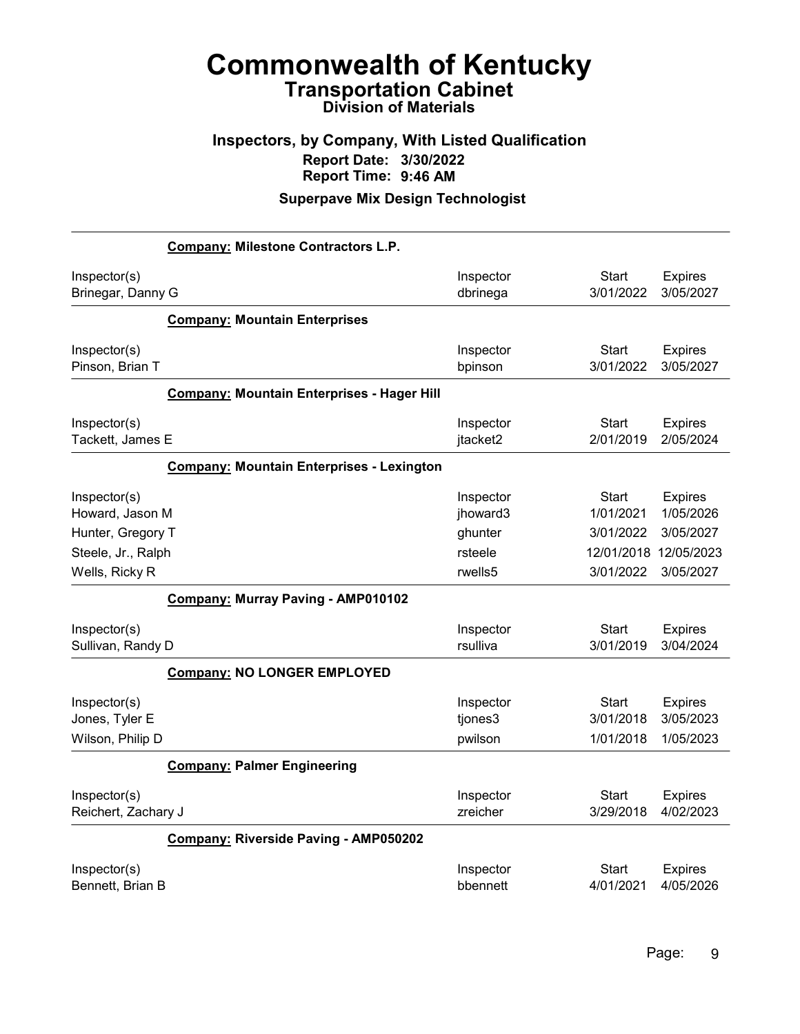# Commonwealth of Kentucky
## Transportation Cabinet
### Division of Materials

### Inspectors, by Company, With Listed Qualification
**Report Date: 3/30/2022**
**Report Time: 9:46 AM**

### Superpave Mix Design Technologist

**Company: Milestone Contractors L.P.**

| Inspector(s) | Inspector | Start | Expires |
|---|---|---|---|
| Brinegar, Danny G | dbrinega | 3/01/2022 | 3/05/2027 |

**Company: Mountain Enterprises**

| Inspector(s) | Inspector | Start | Expires |
|---|---|---|---|
| Pinson, Brian T | bpinson | 3/01/2022 | 3/05/2027 |

**Company: Mountain Enterprises - Hager Hill**

| Inspector(s) | Inspector | Start | Expires |
|---|---|---|---|
| Tackett, James E | jtacket2 | 2/01/2019 | 2/05/2024 |

**Company: Mountain Enterprises - Lexington**

| Inspector(s) | Inspector | Start | Expires |
|---|---|---|---|
| Howard, Jason M | jhoward3 | 1/01/2021 | 1/05/2026 |
| Hunter, Gregory T | ghunter | 3/01/2022 | 3/05/2027 |
| Steele, Jr., Ralph | rsteele | 12/01/2018 | 12/05/2023 |
| Wells, Ricky R | rwells5 | 3/01/2022 | 3/05/2027 |

**Company: Murray Paving - AMP010102**

| Inspector(s) | Inspector | Start | Expires |
|---|---|---|---|
| Sullivan, Randy D | rsulliva | 3/01/2019 | 3/04/2024 |

**Company: NO LONGER EMPLOYED**

| Inspector(s) | Inspector | Start | Expires |
|---|---|---|---|
| Jones, Tyler E | tjones3 | 3/01/2018 | 3/05/2023 |
| Wilson, Philip D | pwilson | 1/01/2018 | 1/05/2023 |

**Company: Palmer Engineering**

| Inspector(s) | Inspector | Start | Expires |
|---|---|---|---|
| Reichert, Zachary J | zreicher | 3/29/2018 | 4/02/2023 |

**Company: Riverside Paving - AMP050202**

| Inspector(s) | Inspector | Start | Expires |
|---|---|---|---|
| Bennett, Brian B | bbennett | 4/01/2021 | 4/05/2026 |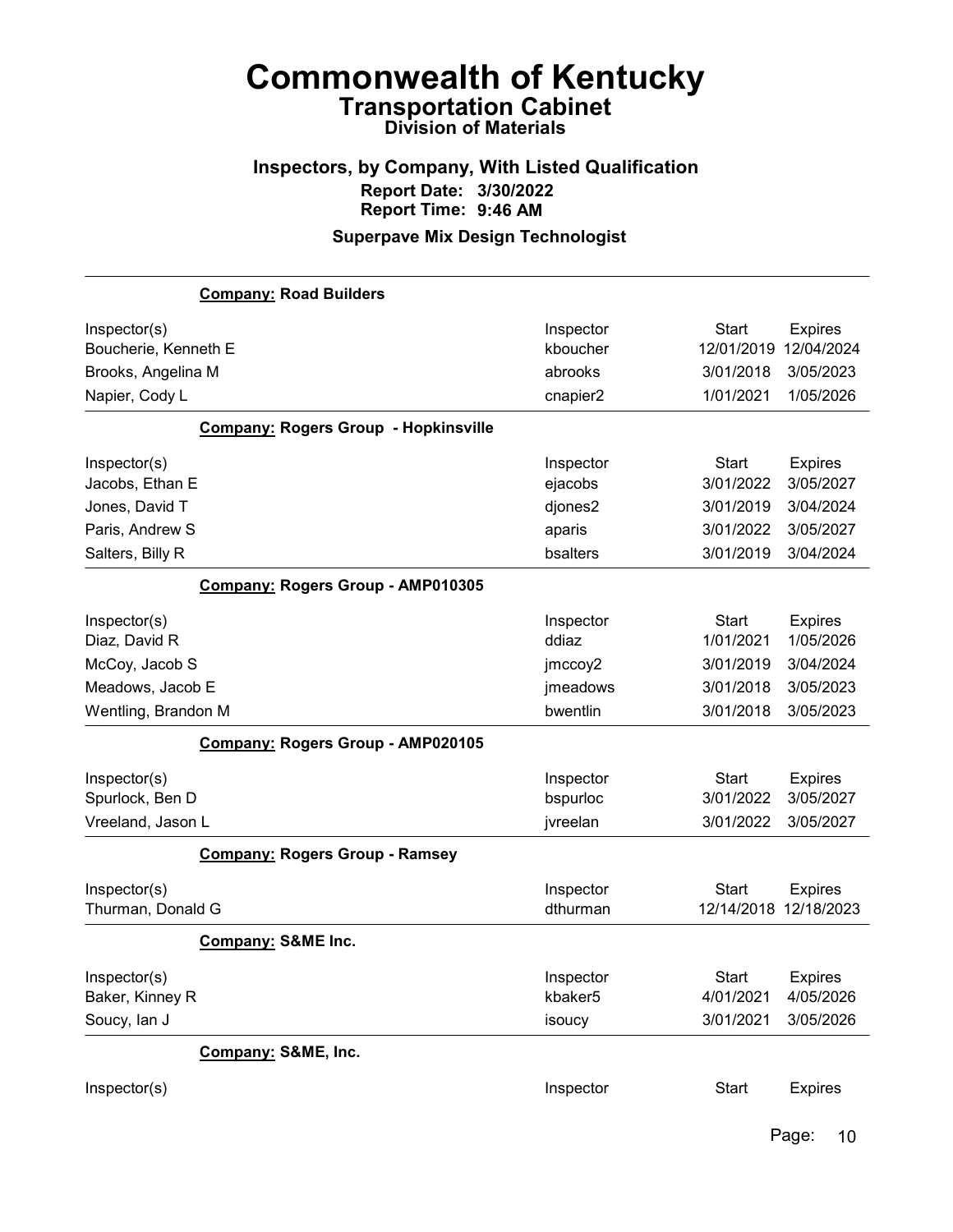# Commonwealth of Kentucky

## Transportation Cabinet

### Division of Materials

### Inspectors, by Company, With Listed Qualification

**Report Date: 3/30/2022**

**Report Time: 9:46 AM**

**Superpave Mix Design Technologist**

**Company: Road Builders**

| Inspector(s) | Inspector | Start | Expires |
|---|---|---|---|
| Boucherie, Kenneth E | kboucher | 12/01/2019 | 12/04/2024 |
| Brooks, Angelina M | abrooks | 3/01/2018 | 3/05/2023 |
| Napier, Cody L | cnapier2 | 1/01/2021 | 1/05/2026 |

**Company: Rogers Group - Hopkinsville**

| Inspector(s) | Inspector | Start | Expires |
|---|---|---|---|
| Jacobs, Ethan E | ejacobs | 3/01/2022 | 3/05/2027 |
| Jones, David T | djones2 | 3/01/2019 | 3/04/2024 |
| Paris, Andrew S | aparis | 3/01/2022 | 3/05/2027 |
| Salters, Billy R | bsalters | 3/01/2019 | 3/04/2024 |

**Company: Rogers Group - AMP010305**

| Inspector(s) | Inspector | Start | Expires |
|---|---|---|---|
| Diaz, David R | ddiaz | 1/01/2021 | 1/05/2026 |
| McCoy, Jacob S | jmccoy2 | 3/01/2019 | 3/04/2024 |
| Meadows, Jacob E | jmeadows | 3/01/2018 | 3/05/2023 |
| Wentling, Brandon M | bwentlin | 3/01/2018 | 3/05/2023 |

**Company: Rogers Group - AMP020105**

| Inspector(s) | Inspector | Start | Expires |
|---|---|---|---|
| Spurlock, Ben D | bspurloc | 3/01/2022 | 3/05/2027 |
| Vreeland, Jason L | jvreelan | 3/01/2022 | 3/05/2027 |

**Company: Rogers Group - Ramsey**

| Inspector(s) | Inspector | Start | Expires |
|---|---|---|---|
| Thurman, Donald G | dthurman | 12/14/2018 | 12/18/2023 |

**Company: S&ME Inc.**

| Inspector(s) | Inspector | Start | Expires |
|---|---|---|---|
| Baker, Kinney R | kbaker5 | 4/01/2021 | 4/05/2026 |
| Soucy, Ian J | isoucy | 3/01/2021 | 3/05/2026 |

**Company: S&ME, Inc.**

| Inspector(s) | Inspector | Start | Expires |
|---|---|---|---|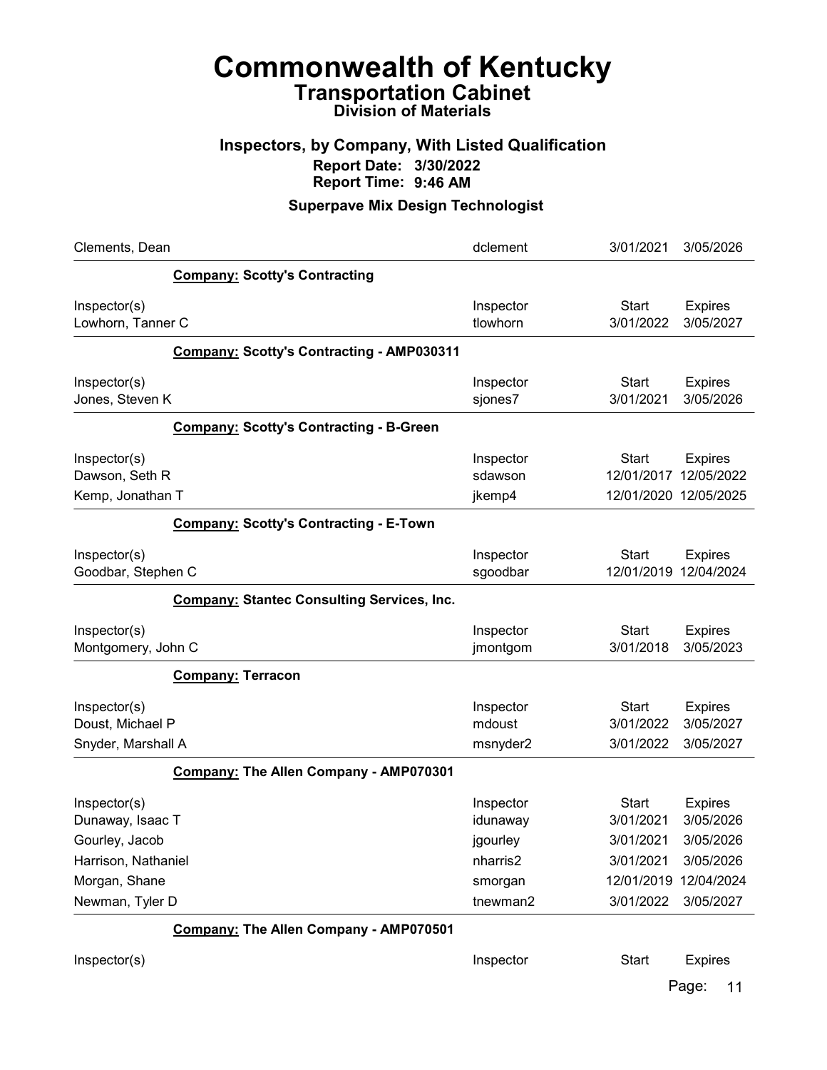# Commonwealth of Kentucky

## Transportation Cabinet

### Division of Materials

### Inspectors, by Company, With Listed Qualification

**Report Date: 3/30/2022**

**Report Time: 9:46 AM**

### Superpave Mix Design Technologist

| | | | |
|---|---|---|---|
| Clements, Dean | dclement | 3/01/2021 | 3/05/2026 |

**Company: Scotty's Contracting**

| Inspector(s) | Inspector | Start | Expires |
|---|---|---|---|
| Lowhorn, Tanner C | tlowhorn | 3/01/2022 | 3/05/2027 |

**Company: Scotty's Contracting - AMP030311**

| Inspector(s) | Inspector | Start | Expires |
|---|---|---|---|
| Jones, Steven K | sjones7 | 3/01/2021 | 3/05/2026 |

**Company: Scotty's Contracting - B-Green**

| Inspector(s) | Inspector | Start | Expires |
|---|---|---|---|
| Dawson, Seth R | sdawson | 12/01/2017 | 12/05/2022 |
| Kemp, Jonathan T | jkemp4 | 12/01/2020 | 12/05/2025 |

**Company: Scotty's Contracting - E-Town**

| Inspector(s) | Inspector | Start | Expires |
|---|---|---|---|
| Goodbar, Stephen C | sgoodbar | 12/01/2019 | 12/04/2024 |

**Company: Stantec Consulting Services, Inc.**

| Inspector(s) | Inspector | Start | Expires |
|---|---|---|---|
| Montgomery, John C | jmontgom | 3/01/2018 | 3/05/2023 |

**Company: Terracon**

| Inspector(s) | Inspector | Start | Expires |
|---|---|---|---|
| Doust, Michael P | mdoust | 3/01/2022 | 3/05/2027 |
| Snyder, Marshall A | msnyder2 | 3/01/2022 | 3/05/2027 |

**Company: The Allen Company - AMP070301**

| Inspector(s) | Inspector | Start | Expires |
|---|---|---|---|
| Dunaway, Isaac T | idunaway | 3/01/2021 | 3/05/2026 |
| Gourley, Jacob | jgourley | 3/01/2021 | 3/05/2026 |
| Harrison, Nathaniel | nharris2 | 3/01/2021 | 3/05/2026 |
| Morgan, Shane | smorgan | 12/01/2019 | 12/04/2024 |
| Newman, Tyler D | tnewman2 | 3/01/2022 | 3/05/2027 |

**Company: The Allen Company - AMP070501**

| Inspector(s) | Inspector | Start | Expires |
|---|---|---|---|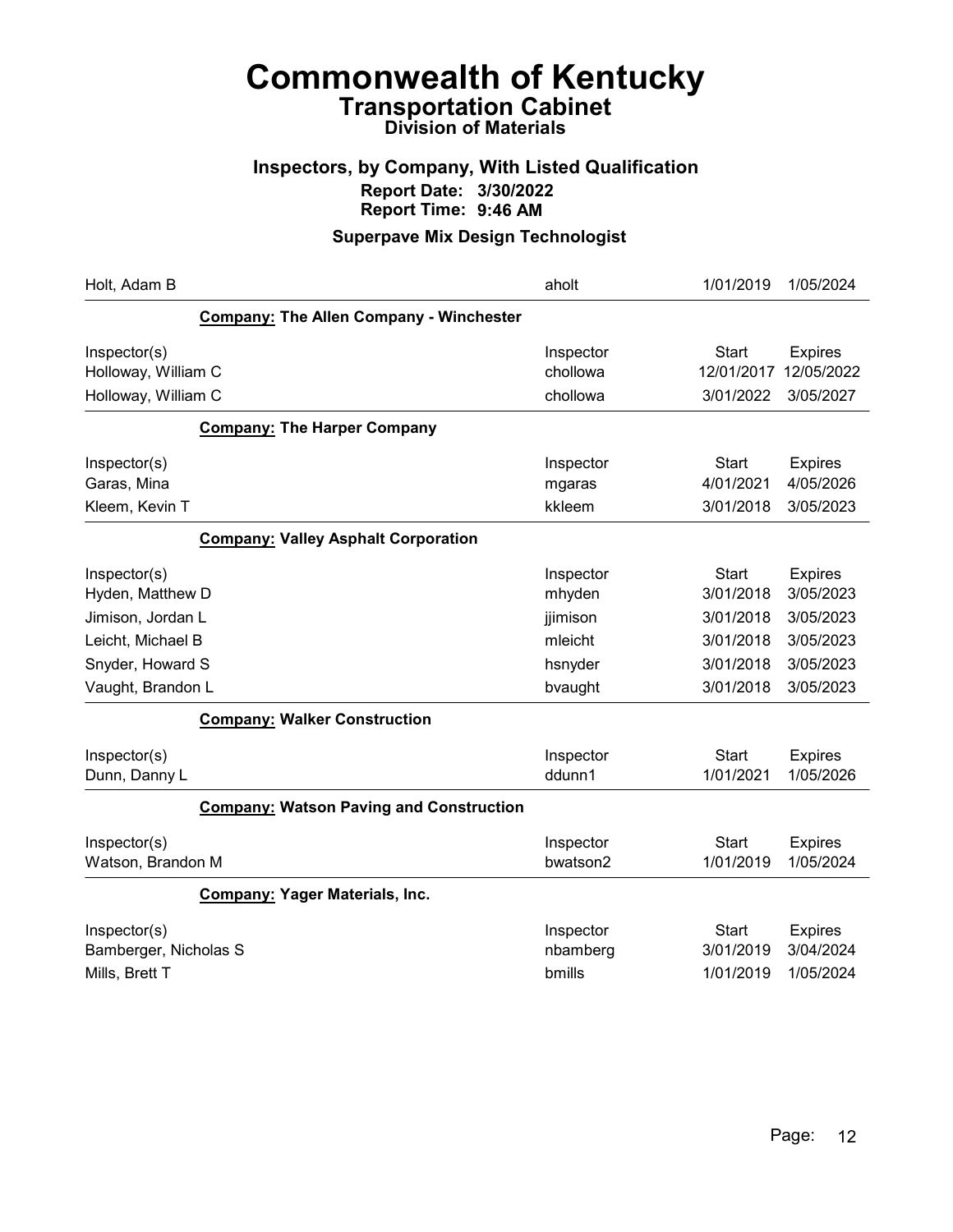# Commonwealth of Kentucky

## Transportation Cabinet

### Division of Materials

### Inspectors, by Company, With Listed Qualification

**Report Date: 3/30/2022**
**Report Time: 9:46 AM**

### Superpave Mix Design Technologist

| | | | |
|---|---|---|---|
| Holt, Adam B | aholt | 1/01/2019 | 1/05/2024 |

**Company: The Allen Company - Winchester**

| Inspector(s) | Inspector | Start | Expires |
|---|---|---|---|
| Holloway, William C | chollowa | 12/01/2017 | 12/05/2022 |
| Holloway, William C | chollowa | 3/01/2022 | 3/05/2027 |

**Company: The Harper Company**

| Inspector(s) | Inspector | Start | Expires |
|---|---|---|---|
| Garas, Mina | mgaras | 4/01/2021 | 4/05/2026 |
| Kleem, Kevin T | kkleem | 3/01/2018 | 3/05/2023 |

**Company: Valley Asphalt Corporation**

| Inspector(s) | Inspector | Start | Expires |
|---|---|---|---|
| Hyden, Matthew D | mhyden | 3/01/2018 | 3/05/2023 |
| Jimison, Jordan L | jjimison | 3/01/2018 | 3/05/2023 |
| Leicht, Michael B | mleicht | 3/01/2018 | 3/05/2023 |
| Snyder, Howard S | hsnyder | 3/01/2018 | 3/05/2023 |
| Vaught, Brandon L | bvaught | 3/01/2018 | 3/05/2023 |

**Company: Walker Construction**

| Inspector(s) | Inspector | Start | Expires |
|---|---|---|---|
| Dunn, Danny L | ddunn1 | 1/01/2021 | 1/05/2026 |

**Company: Watson Paving and Construction**

| Inspector(s) | Inspector | Start | Expires |
|---|---|---|---|
| Watson, Brandon M | bwatson2 | 1/01/2019 | 1/05/2024 |

**Company: Yager Materials, Inc.**

| Inspector(s) | Inspector | Start | Expires |
|---|---|---|---|
| Bamberger, Nicholas S | nbamberg | 3/01/2019 | 3/04/2024 |
| Mills, Brett T | bmills | 1/01/2019 | 1/05/2024 |